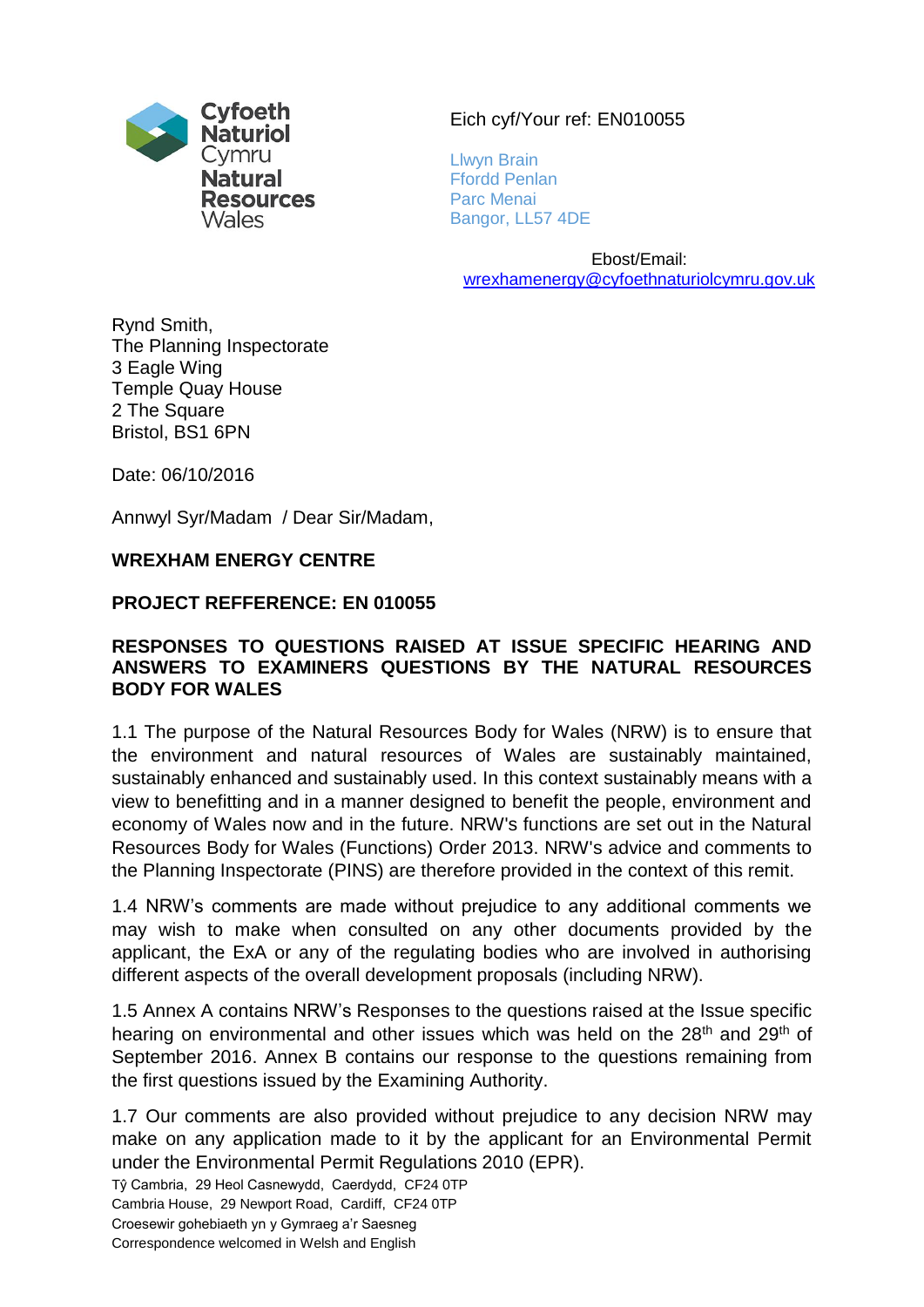Cyfoeth Naturiol Cymru
Natural Resources Wales

Eich cyf/Your ref: EN010055

Llwyn Brain
Ffordd Penlan
Parc Menai
Bangor, LL57 4DE

Ebost/Email:
wrexhamenergy@cyfoethnaturiolcymru.gov.uk

Rynd Smith,
The Planning Inspectorate
3 Eagle Wing
Temple Quay House
2 The Square
Bristol, BS1 6PN

Date: 06/10/2016

Annwyl Syr/Madam / Dear Sir/Madam,

**WREXHAM ENERGY CENTRE**

**PROJECT REFFERENCE: EN 010055**

**RESPONSES TO QUESTIONS RAISED AT ISSUE SPECIFIC HEARING AND ANSWERS TO EXAMINERS QUESTIONS BY THE NATURAL RESOURCES BODY FOR WALES**

1.1 The purpose of the Natural Resources Body for Wales (NRW) is to ensure that the environment and natural resources of Wales are sustainably maintained, sustainably enhanced and sustainably used. In this context sustainably means with a view to benefitting and in a manner designed to benefit the people, environment and economy of Wales now and in the future. NRW's functions are set out in the Natural Resources Body for Wales (Functions) Order 2013. NRW's advice and comments to the Planning Inspectorate (PINS) are therefore provided in the context of this remit.

1.4 NRW's comments are made without prejudice to any additional comments we may wish to make when consulted on any other documents provided by the applicant, the ExA or any of the regulating bodies who are involved in authorising different aspects of the overall development proposals (including NRW).

1.5 Annex A contains NRW's Responses to the questions raised at the Issue specific hearing on environmental and other issues which was held on the 28th and 29th of September 2016. Annex B contains our response to the questions remaining from the first questions issued by the Examining Authority.

1.7 Our comments are also provided without prejudice to any decision NRW may make on any application made to it by the applicant for an Environmental Permit under the Environmental Permit Regulations 2010 (EPR).

Tŷ Cambria, 29 Heol Casnewydd, Caerdydd, CF24 0TP
Cambria House, 29 Newport Road, Cardiff, CF24 0TP
Croesewir gohebiaeth yn y Gymraeg a'r Saesneg
Correspondence welcomed in Welsh and English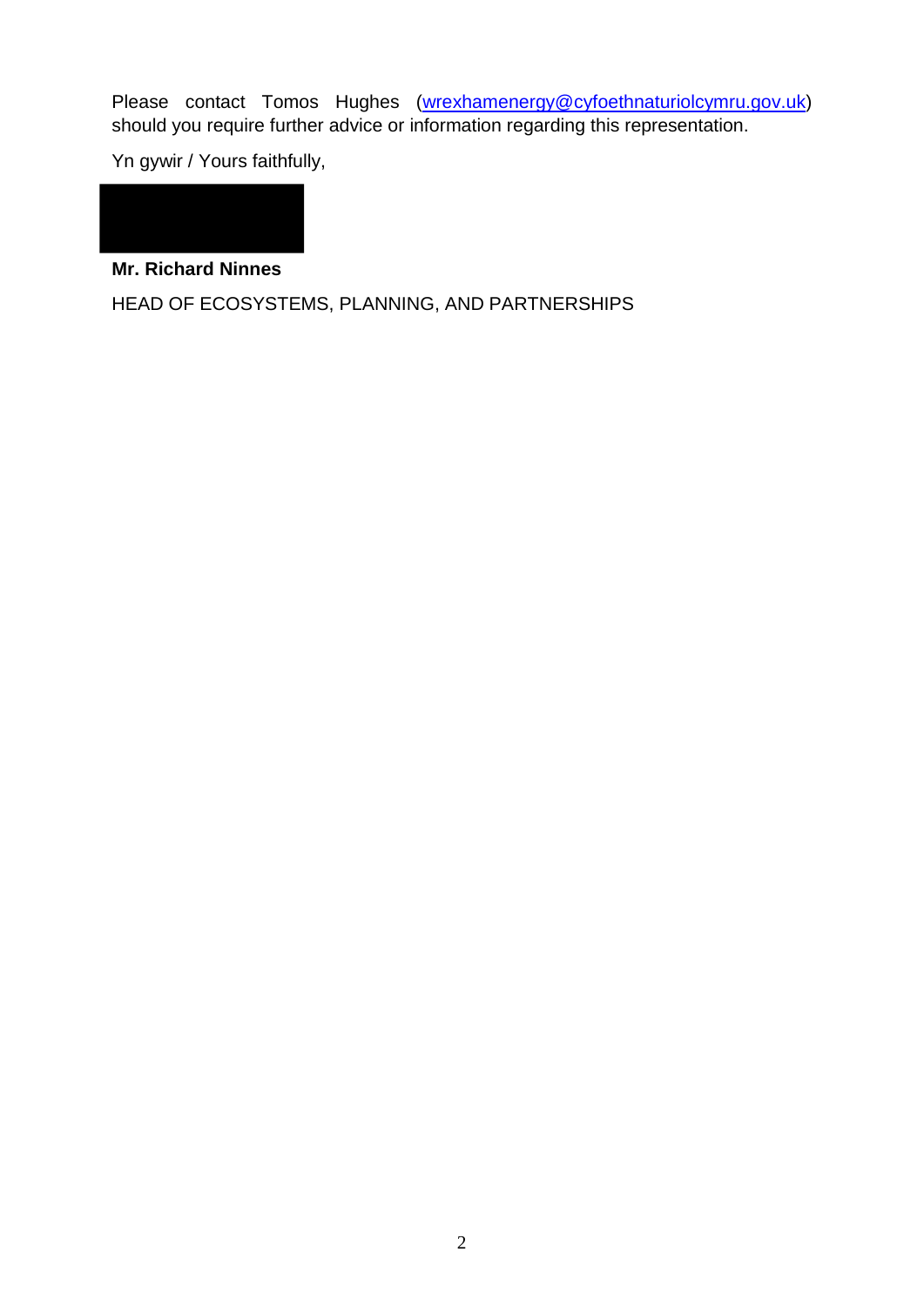Please contact Tomos Hughes (wrexhamenergy@cyfoethnaturiolcymru.gov.uk) should you require further advice or information regarding this representation.

Yn gywir / Yours faithfully,

**Mr. Richard Ninnes**

HEAD OF ECOSYSTEMS, PLANNING, AND PARTNERSHIPS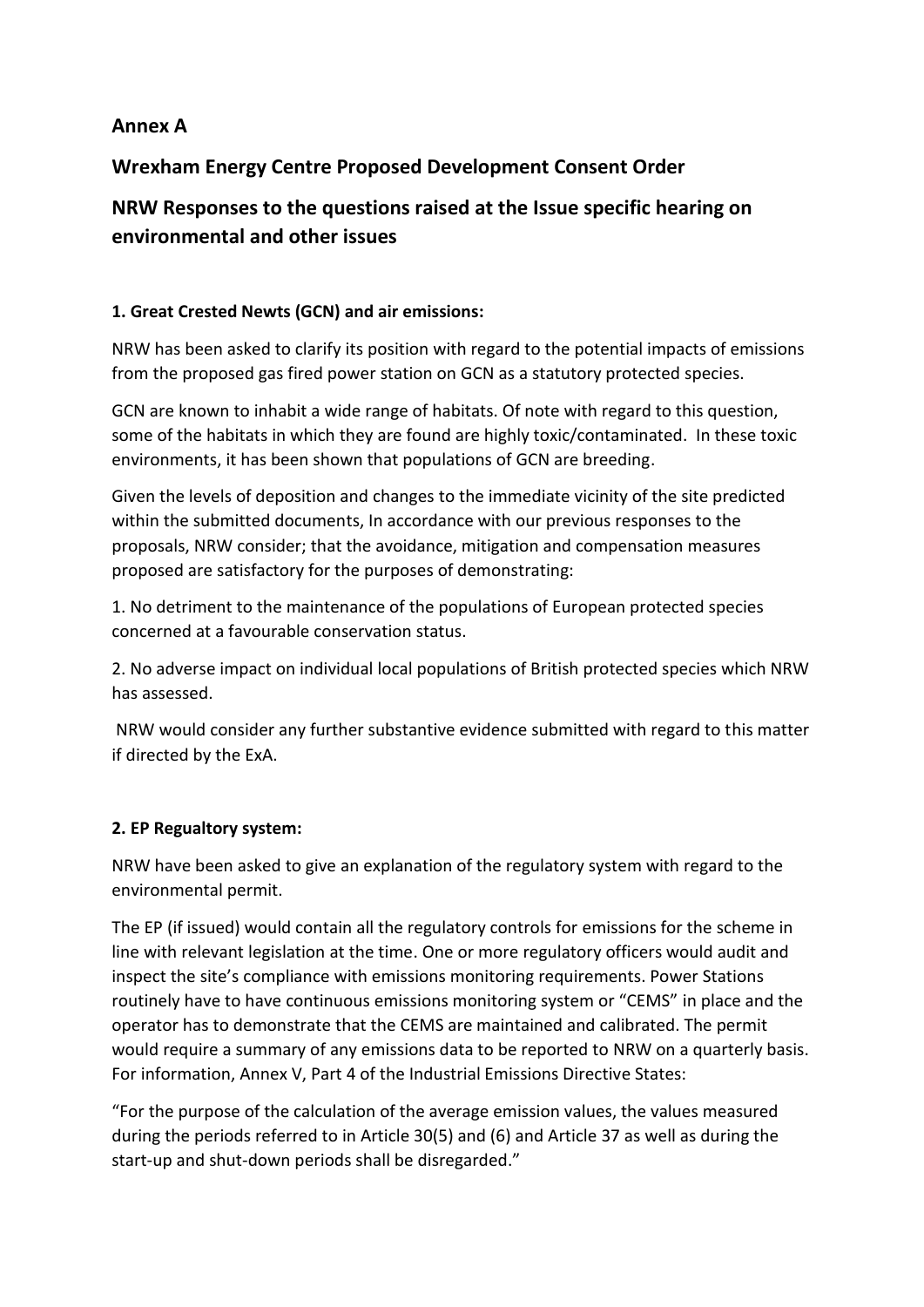## Annex A

## Wrexham Energy Centre Proposed Development Consent Order

## NRW Responses to the questions raised at the Issue specific hearing on environmental and other issues

### 1. Great Crested Newts (GCN) and air emissions:

NRW has been asked to clarify its position with regard to the potential impacts of emissions from the proposed gas fired power station on GCN as a statutory protected species.

GCN are known to inhabit a wide range of habitats. Of note with regard to this question, some of the habitats in which they are found are highly toxic/contaminated. In these toxic environments, it has been shown that populations of GCN are breeding.

Given the levels of deposition and changes to the immediate vicinity of the site predicted within the submitted documents, In accordance with our previous responses to the proposals, NRW consider; that the avoidance, mitigation and compensation measures proposed are satisfactory for the purposes of demonstrating:

1. No detriment to the maintenance of the populations of European protected species concerned at a favourable conservation status.

2. No adverse impact on individual local populations of British protected species which NRW has assessed.

NRW would consider any further substantive evidence submitted with regard to this matter if directed by the ExA.

### 2. EP Regualtory system:

NRW have been asked to give an explanation of the regulatory system with regard to the environmental permit.

The EP (if issued) would contain all the regulatory controls for emissions for the scheme in line with relevant legislation at the time. One or more regulatory officers would audit and inspect the site's compliance with emissions monitoring requirements. Power Stations routinely have to have continuous emissions monitoring system or "CEMS" in place and the operator has to demonstrate that the CEMS are maintained and calibrated. The permit would require a summary of any emissions data to be reported to NRW on a quarterly basis. For information, Annex V, Part 4 of the Industrial Emissions Directive States:

"For the purpose of the calculation of the average emission values, the values measured during the periods referred to in Article 30(5) and (6) and Article 37 as well as during the start-up and shut-down periods shall be disregarded."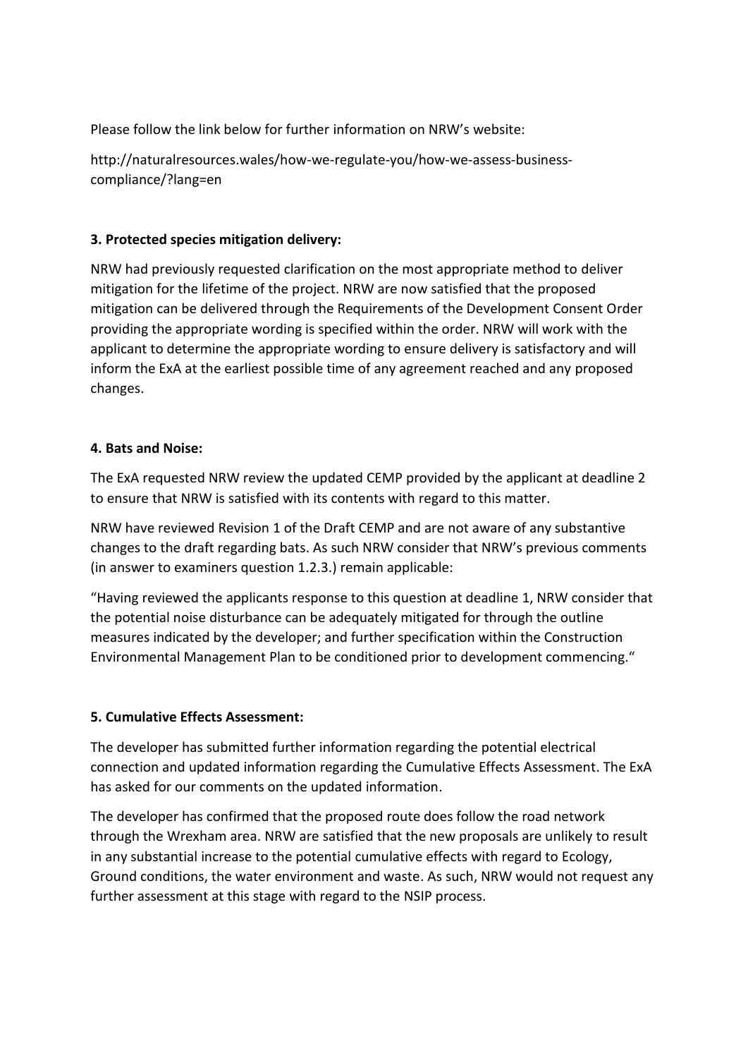Please follow the link below for further information on NRW's website:

http://naturalresources.wales/how-we-regulate-you/how-we-assess-business-compliance/?lang=en

**3. Protected species mitigation delivery:**

NRW had previously requested clarification on the most appropriate method to deliver mitigation for the lifetime of the project. NRW are now satisfied that the proposed mitigation can be delivered through the Requirements of the Development Consent Order providing the appropriate wording is specified within the order. NRW will work with the applicant to determine the appropriate wording to ensure delivery is satisfactory and will inform the ExA at the earliest possible time of any agreement reached and any proposed changes.

**4. Bats and Noise:**

The ExA requested NRW review the updated CEMP provided by the applicant at deadline 2 to ensure that NRW is satisfied with its contents with regard to this matter.

NRW have reviewed Revision 1 of the Draft CEMP and are not aware of any substantive changes to the draft regarding bats. As such NRW consider that NRW's previous comments (in answer to examiners question 1.2.3.) remain applicable:

"Having reviewed the applicants response to this question at deadline 1, NRW consider that the potential noise disturbance can be adequately mitigated for through the outline measures indicated by the developer; and further specification within the Construction Environmental Management Plan to be conditioned prior to development commencing."

**5. Cumulative Effects Assessment:**

The developer has submitted further information regarding the potential electrical connection and updated information regarding the Cumulative Effects Assessment. The ExA has asked for our comments on the updated information.

The developer has confirmed that the proposed route does follow the road network through the Wrexham area. NRW are satisfied that the new proposals are unlikely to result in any substantial increase to the potential cumulative effects with regard to Ecology, Ground conditions, the water environment and waste. As such, NRW would not request any further assessment at this stage with regard to the NSIP process.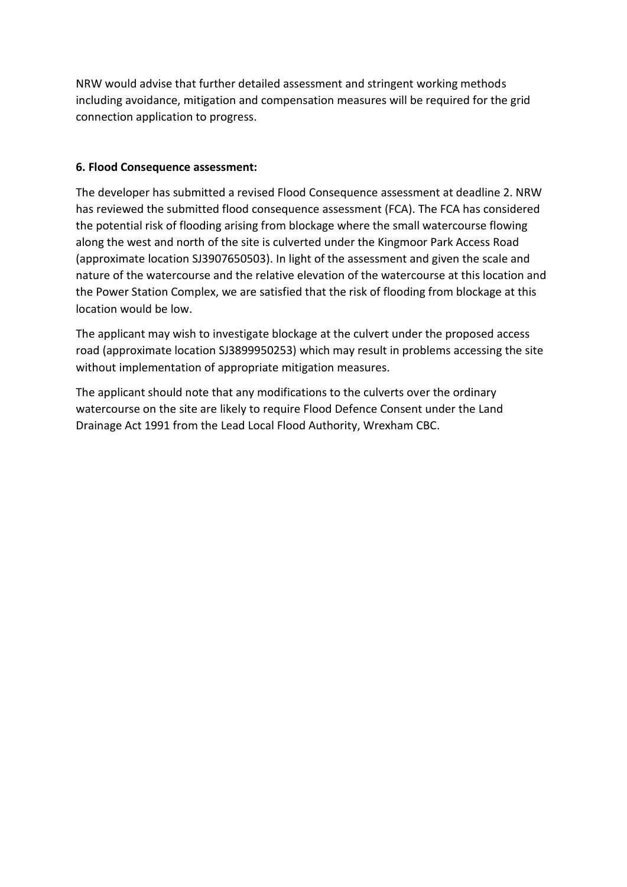NRW would advise that further detailed assessment and stringent working methods including avoidance, mitigation and compensation measures will be required for the grid connection application to progress.

**6. Flood Consequence assessment:**

The developer has submitted a revised Flood Consequence assessment at deadline 2. NRW has reviewed the submitted flood consequence assessment (FCA). The FCA has considered the potential risk of flooding arising from blockage where the small watercourse flowing along the west and north of the site is culverted under the Kingmoor Park Access Road (approximate location SJ3907650503). In light of the assessment and given the scale and nature of the watercourse and the relative elevation of the watercourse at this location and the Power Station Complex, we are satisfied that the risk of flooding from blockage at this location would be low.

The applicant may wish to investigate blockage at the culvert under the proposed access road (approximate location SJ3899950253) which may result in problems accessing the site without implementation of appropriate mitigation measures.

The applicant should note that any modifications to the culverts over the ordinary watercourse on the site are likely to require Flood Defence Consent under the Land Drainage Act 1991 from the Lead Local Flood Authority, Wrexham CBC.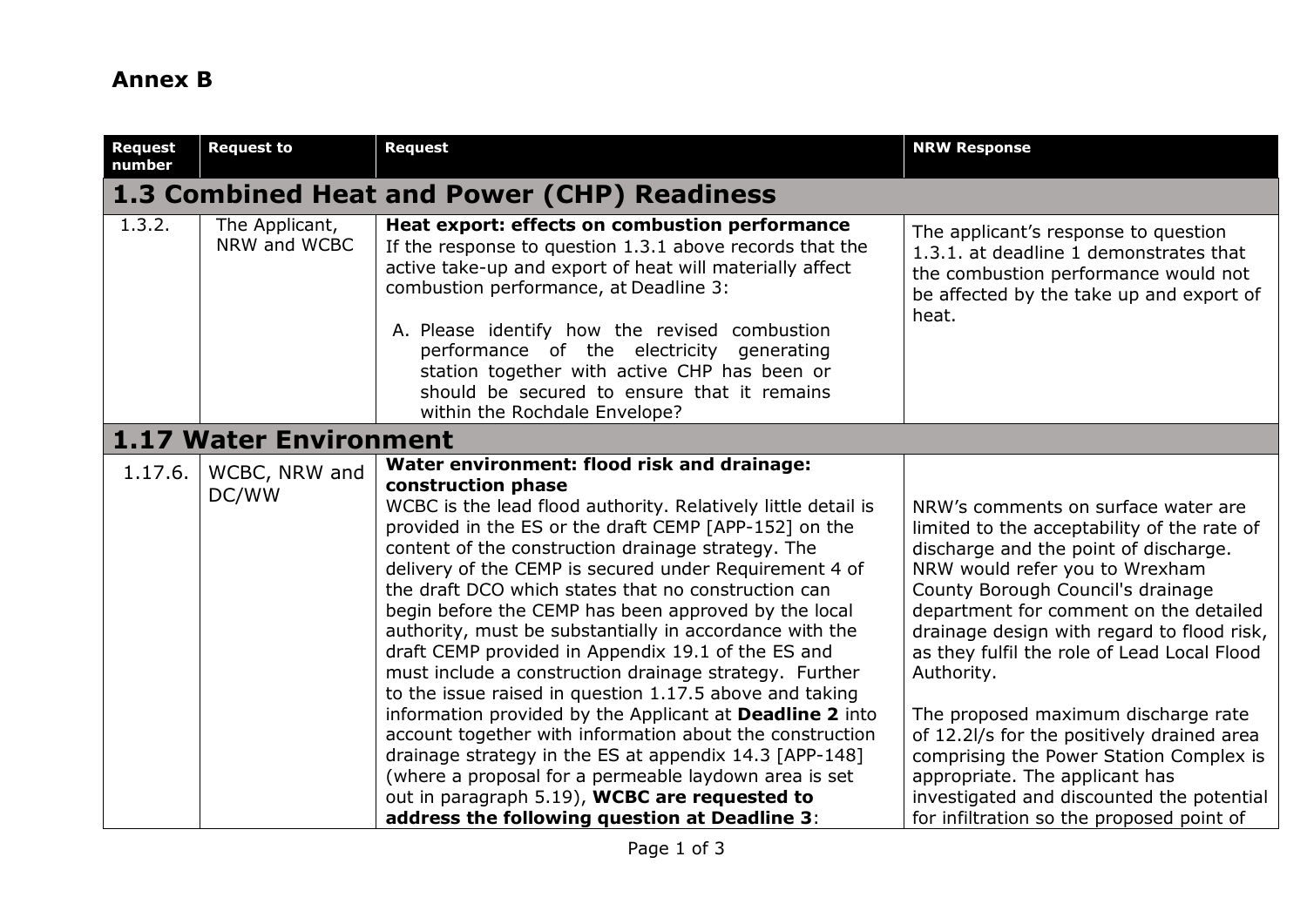# Annex B

| Request number | Request to | Request | NRW Response |
|---|---|---|---|
| **1.3 Combined Heat and Power (CHP) Readiness** | | | |
| 1.3.2. | The Applicant, NRW and WCBC | **Heat export: effects on combustion performance**<br>If the response to question 1.3.1 above records that the active take-up and export of heat will materially affect combustion performance, at Deadline 3:<br><br>A. Please identify how the revised combustion performance of the electricity generating station together with active CHP has been or should be secured to ensure that it remains within the Rochdale Envelope? | The applicant's response to question 1.3.1. at deadline 1 demonstrates that the combustion performance would not be affected by the take up and export of heat. |
| **1.17 Water Environment** | | | |
| 1.17.6. | WCBC, NRW and DC/WW | **Water environment: flood risk and drainage: construction phase**<br>WCBC is the lead flood authority. Relatively little detail is provided in the ES or the draft CEMP [APP-152] on the content of the construction drainage strategy. The delivery of the CEMP is secured under Requirement 4 of the draft DCO which states that no construction can begin before the CEMP has been approved by the local authority, must be substantially in accordance with the draft CEMP provided in Appendix 19.1 of the ES and must include a construction drainage strategy. Further to the issue raised in question 1.17.5 above and taking information provided by the Applicant at **Deadline 2** into account together with information about the construction drainage strategy in the ES at appendix 14.3 [APP-148] (where a proposal for a permeable laydown area is set out in paragraph 5.19), **WCBC are requested to address the following question at Deadline 3**: | NRW's comments on surface water are limited to the acceptability of the rate of discharge and the point of discharge. NRW would refer you to Wrexham County Borough Council's drainage department for comment on the detailed drainage design with regard to flood risk, as they fulfil the role of Lead Local Flood Authority.<br><br>The proposed maximum discharge rate of 12.2l/s for the positively drained area comprising the Power Station Complex is appropriate. The applicant has investigated and discounted the potential for infiltration so the proposed point of |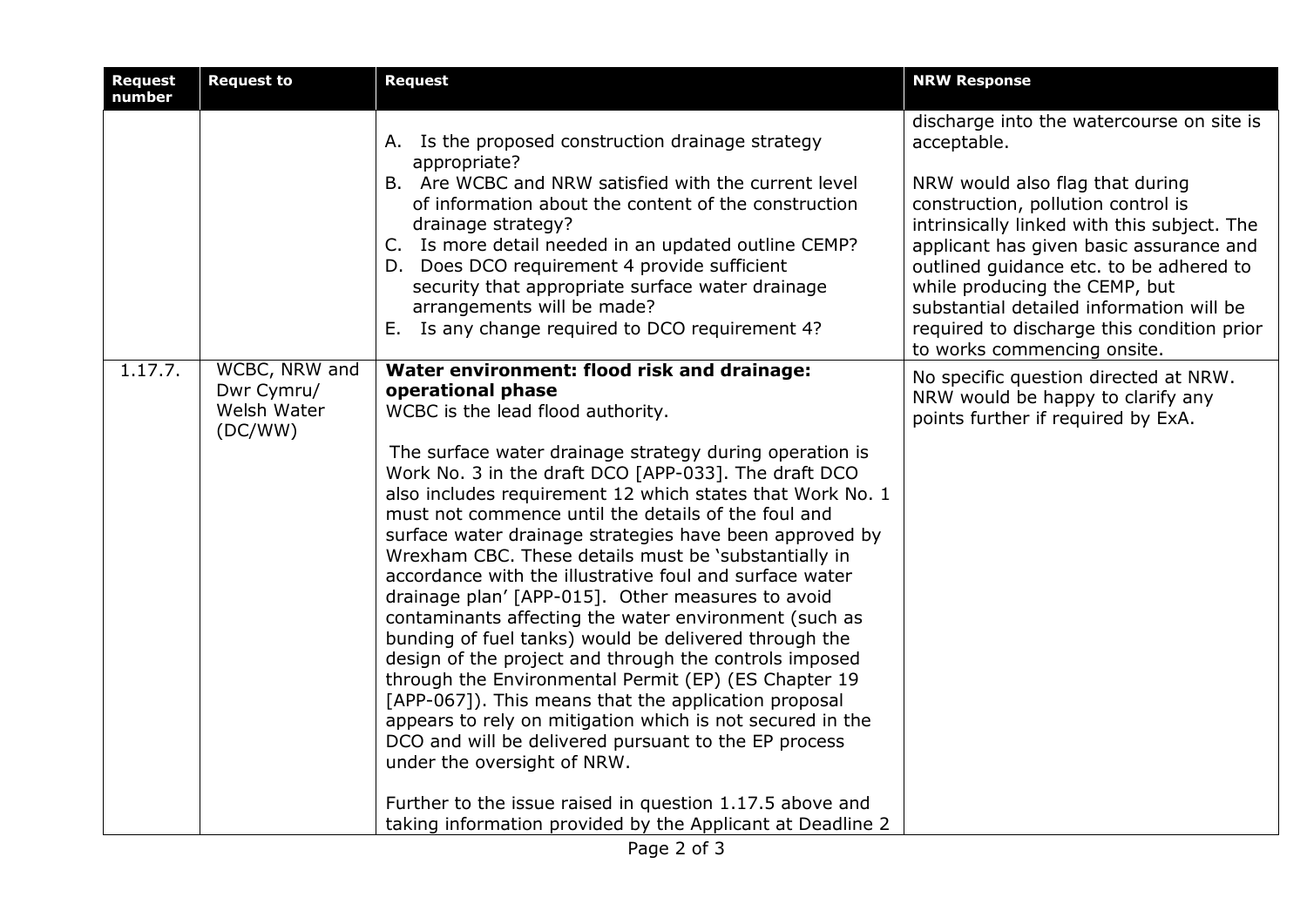| Request number | Request to | Request | NRW Response |
|---|---|---|---|
| | | A. Is the proposed construction drainage strategy appropriate?<br>B. Are WCBC and NRW satisfied with the current level of information about the content of the construction drainage strategy?<br>C. Is more detail needed in an updated outline CEMP?<br>D. Does DCO requirement 4 provide sufficient security that appropriate surface water drainage arrangements will be made?<br>E. Is any change required to DCO requirement 4? | discharge into the watercourse on site is acceptable.<br><br>NRW would also flag that during construction, pollution control is intrinsically linked with this subject. The applicant has given basic assurance and outlined guidance etc. to be adhered to while producing the CEMP, but substantial detailed information will be required to discharge this condition prior to works commencing onsite. |
| 1.17.7. | WCBC, NRW and Dwr Cymru/ Welsh Water (DC/WW) | **Water environment: flood risk and drainage: operational phase**<br>WCBC is the lead flood authority.<br><br>The surface water drainage strategy during operation is Work No. 3 in the draft DCO [APP-033]. The draft DCO also includes requirement 12 which states that Work No. 1 must not commence until the details of the foul and surface water drainage strategies have been approved by Wrexham CBC. These details must be 'substantially in accordance with the illustrative foul and surface water drainage plan' [APP-015]. Other measures to avoid contaminants affecting the water environment (such as bunding of fuel tanks) would be delivered through the design of the project and through the controls imposed through the Environmental Permit (EP) (ES Chapter 19 [APP-067]). This means that the application proposal appears to rely on mitigation which is not secured in the DCO and will be delivered pursuant to the EP process under the oversight of NRW.<br><br>Further to the issue raised in question 1.17.5 above and taking information provided by the Applicant at Deadline 2 | No specific question directed at NRW. NRW would be happy to clarify any points further if required by ExA. |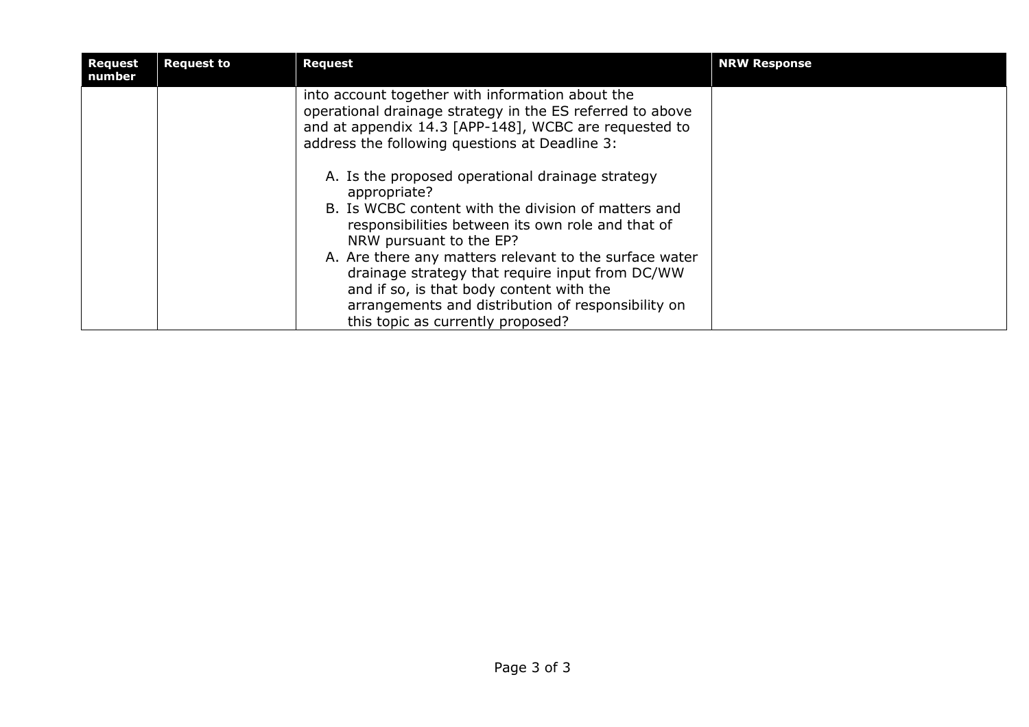| Request number | Request to | Request | NRW Response |
|---|---|---|---|
| | | into account together with information about the operational drainage strategy in the ES referred to above and at appendix 14.3 [APP-148], WCBC are requested to address the following questions at Deadline 3:<br><br>A. Is the proposed operational drainage strategy appropriate?<br>B. Is WCBC content with the division of matters and responsibilities between its own role and that of NRW pursuant to the EP?<br>A. Are there any matters relevant to the surface water drainage strategy that require input from DC/WW and if so, is that body content with the arrangements and distribution of responsibility on this topic as currently proposed? | |